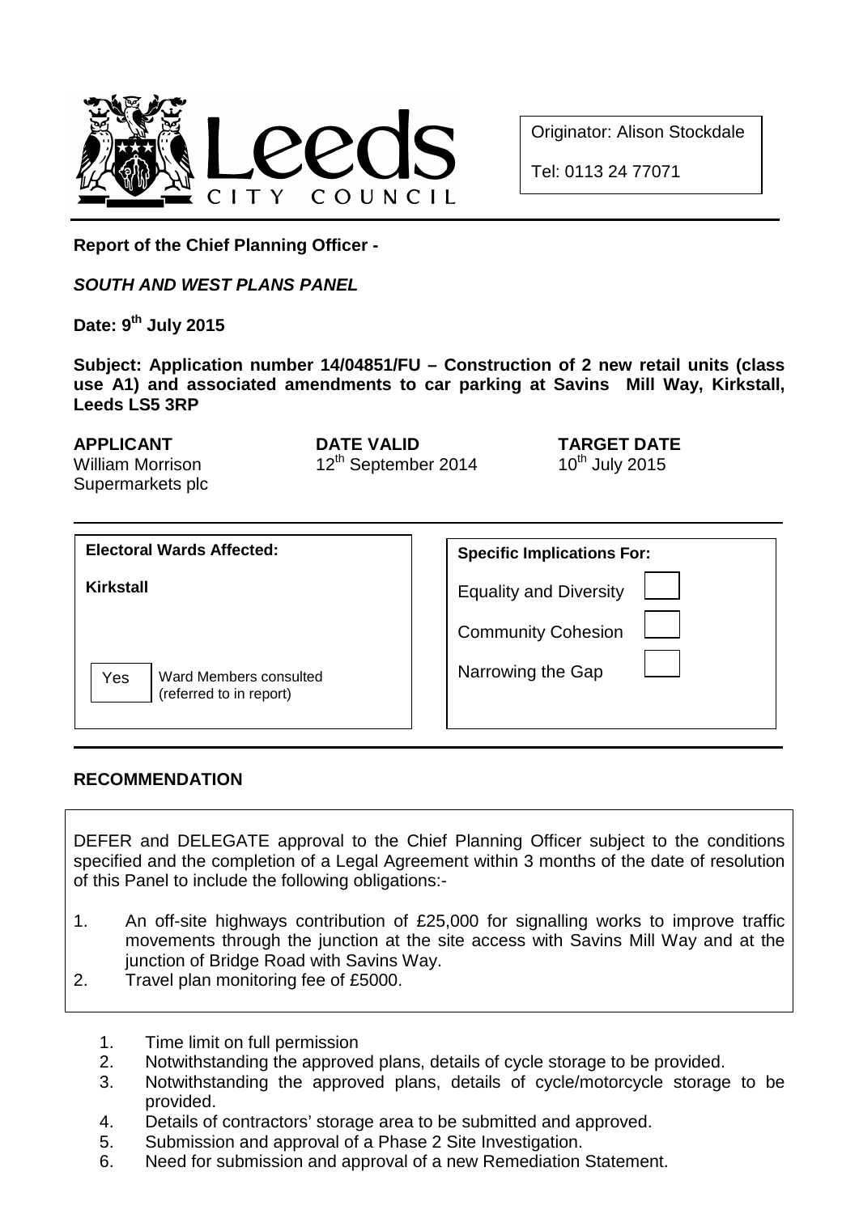Leeds CITY COUNCIL

Originator: Alison Stockdale

Tel: 0113 24 77071

**Report of the Chief Planning Officer -**

***SOUTH AND WEST PLANS PANEL***

**Date: 9th July 2015**

**Subject: Application number 14/04851/FU – Construction of 2 new retail units (class use A1) and associated amendments to car parking at Savins Mill Way, Kirkstall, Leeds LS5 3RP**

| **APPLICANT** | **DATE VALID** | **TARGET DATE** |
|---|---|---|
| William Morrison Supermarkets plc | 12th September 2014 | 10th July 2015 |

| **Electoral Wards Affected:** | **Specific Implications For:** |
|---|---|
| **Kirkstall** | Equality and Diversity |
| | Community Cohesion |
| Yes — Ward Members consulted (referred to in report) | Narrowing the Gap |

## RECOMMENDATION

DEFER and DELEGATE approval to the Chief Planning Officer subject to the conditions specified and the completion of a Legal Agreement within 3 months of the date of resolution of this Panel to include the following obligations:-

1. An off-site highways contribution of £25,000 for signalling works to improve traffic movements through the junction at the site access with Savins Mill Way and at the junction of Bridge Road with Savins Way.
2. Travel plan monitoring fee of £5000.

1. Time limit on full permission
2. Notwithstanding the approved plans, details of cycle storage to be provided.
3. Notwithstanding the approved plans, details of cycle/motorcycle storage to be provided.
4. Details of contractors' storage area to be submitted and approved.
5. Submission and approval of a Phase 2 Site Investigation.
6. Need for submission and approval of a new Remediation Statement.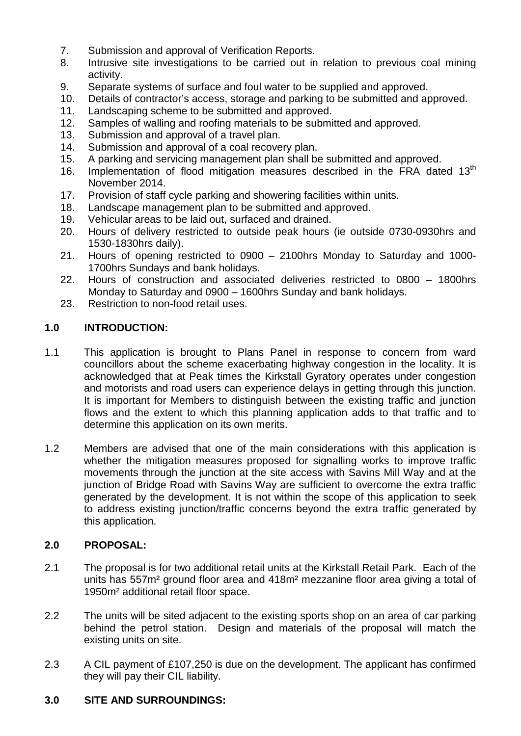7. Submission and approval of Verification Reports.
8. Intrusive site investigations to be carried out in relation to previous coal mining activity.
9. Separate systems of surface and foul water to be supplied and approved.
10. Details of contractor's access, storage and parking to be submitted and approved.
11. Landscaping scheme to be submitted and approved.
12. Samples of walling and roofing materials to be submitted and approved.
13. Submission and approval of a travel plan.
14. Submission and approval of a coal recovery plan.
15. A parking and servicing management plan shall be submitted and approved.
16. Implementation of flood mitigation measures described in the FRA dated 13th November 2014.
17. Provision of staff cycle parking and showering facilities within units.
18. Landscape management plan to be submitted and approved.
19. Vehicular areas to be laid out, surfaced and drained.
20. Hours of delivery restricted to outside peak hours (ie outside 0730-0930hrs and 1530-1830hrs daily).
21. Hours of opening restricted to 0900 – 2100hrs Monday to Saturday and 1000-1700hrs Sundays and bank holidays.
22. Hours of construction and associated deliveries restricted to 0800 – 1800hrs Monday to Saturday and 0900 – 1600hrs Sunday and bank holidays.
23. Restriction to non-food retail uses.

## 1.0 INTRODUCTION:

1.1 This application is brought to Plans Panel in response to concern from ward councillors about the scheme exacerbating highway congestion in the locality. It is acknowledged that at Peak times the Kirkstall Gyratory operates under congestion and motorists and road users can experience delays in getting through this junction. It is important for Members to distinguish between the existing traffic and junction flows and the extent to which this planning application adds to that traffic and to determine this application on its own merits.

1.2 Members are advised that one of the main considerations with this application is whether the mitigation measures proposed for signalling works to improve traffic movements through the junction at the site access with Savins Mill Way and at the junction of Bridge Road with Savins Way are sufficient to overcome the extra traffic generated by the development. It is not within the scope of this application to seek to address existing junction/traffic concerns beyond the extra traffic generated by this application.

## 2.0 PROPOSAL:

2.1 The proposal is for two additional retail units at the Kirkstall Retail Park. Each of the units has 557m² ground floor area and 418m² mezzanine floor area giving a total of 1950m² additional retail floor space.

2.2 The units will be sited adjacent to the existing sports shop on an area of car parking behind the petrol station. Design and materials of the proposal will match the existing units on site.

2.3 A CIL payment of £107,250 is due on the development. The applicant has confirmed they will pay their CIL liability.

## 3.0 SITE AND SURROUNDINGS: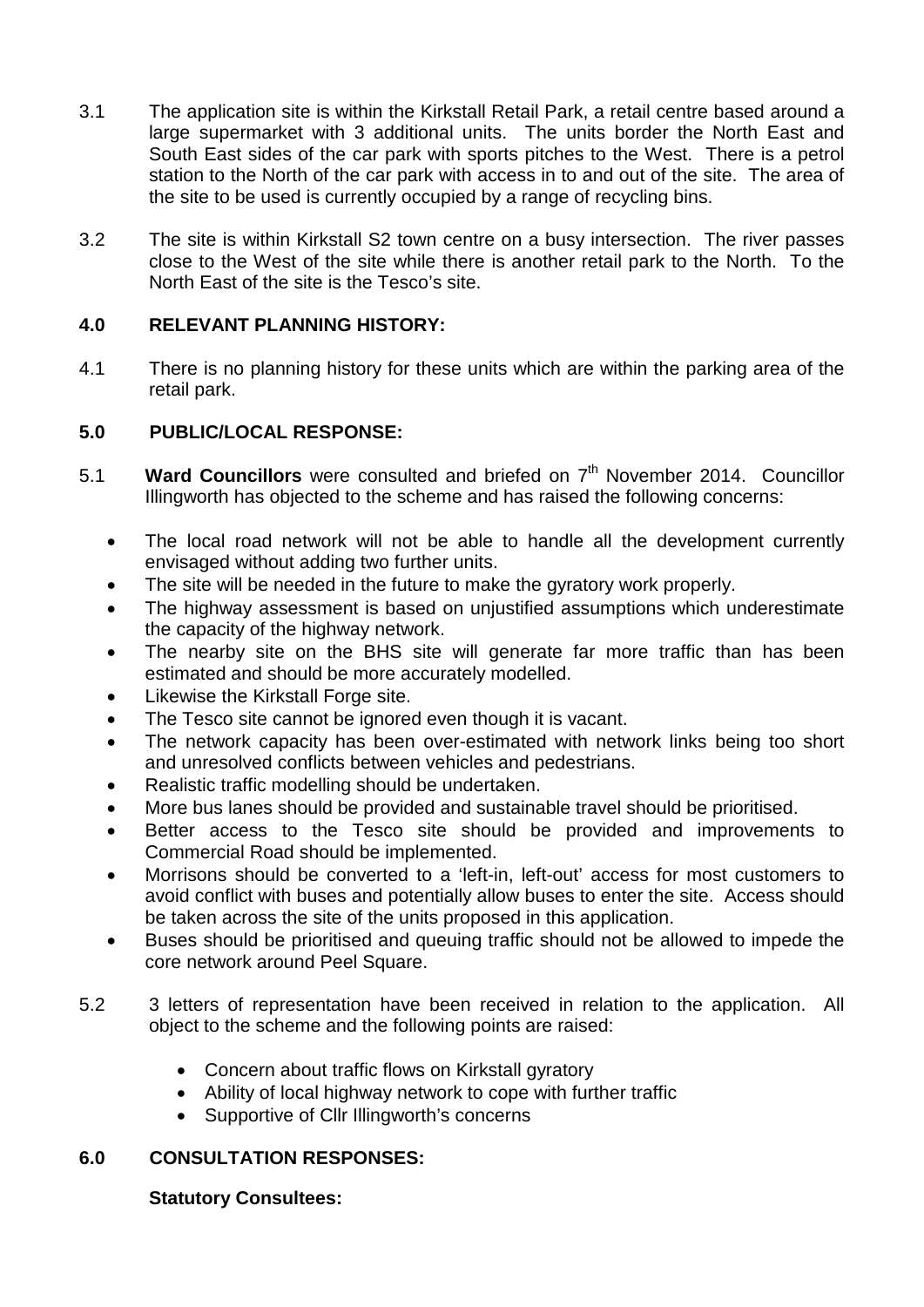3.1 The application site is within the Kirkstall Retail Park, a retail centre based around a large supermarket with 3 additional units. The units border the North East and South East sides of the car park with sports pitches to the West. There is a petrol station to the North of the car park with access in to and out of the site. The area of the site to be used is currently occupied by a range of recycling bins.

3.2 The site is within Kirkstall S2 town centre on a busy intersection. The river passes close to the West of the site while there is another retail park to the North. To the North East of the site is the Tesco's site.

## 4.0 RELEVANT PLANNING HISTORY:

4.1 There is no planning history for these units which are within the parking area of the retail park.

## 5.0 PUBLIC/LOCAL RESPONSE:

5.1 **Ward Councillors** were consulted and briefed on 7th November 2014. Councillor Illingworth has objected to the scheme and has raised the following concerns:

- The local road network will not be able to handle all the development currently envisaged without adding two further units.
- The site will be needed in the future to make the gyratory work properly.
- The highway assessment is based on unjustified assumptions which underestimate the capacity of the highway network.
- The nearby site on the BHS site will generate far more traffic than has been estimated and should be more accurately modelled.
- Likewise the Kirkstall Forge site.
- The Tesco site cannot be ignored even though it is vacant.
- The network capacity has been over-estimated with network links being too short and unresolved conflicts between vehicles and pedestrians.
- Realistic traffic modelling should be undertaken.
- More bus lanes should be provided and sustainable travel should be prioritised.
- Better access to the Tesco site should be provided and improvements to Commercial Road should be implemented.
- Morrisons should be converted to a 'left-in, left-out' access for most customers to avoid conflict with buses and potentially allow buses to enter the site. Access should be taken across the site of the units proposed in this application.
- Buses should be prioritised and queuing traffic should not be allowed to impede the core network around Peel Square.

5.2 3 letters of representation have been received in relation to the application. All object to the scheme and the following points are raised:

- Concern about traffic flows on Kirkstall gyratory
- Ability of local highway network to cope with further traffic
- Supportive of Cllr Illingworth's concerns

## 6.0 CONSULTATION RESPONSES:

**Statutory Consultees:**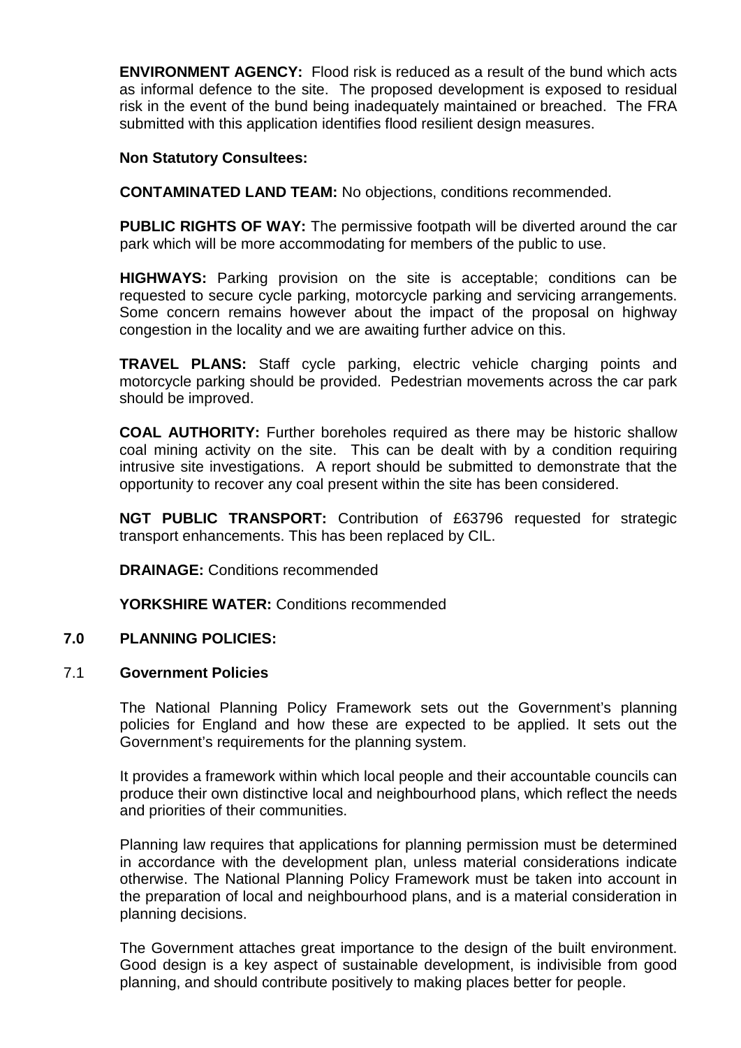**ENVIRONMENT AGENCY:** Flood risk is reduced as a result of the bund which acts as informal defence to the site. The proposed development is exposed to residual risk in the event of the bund being inadequately maintained or breached. The FRA submitted with this application identifies flood resilient design measures.

**Non Statutory Consultees:**

**CONTAMINATED LAND TEAM:** No objections, conditions recommended.

**PUBLIC RIGHTS OF WAY:** The permissive footpath will be diverted around the car park which will be more accommodating for members of the public to use.

**HIGHWAYS:** Parking provision on the site is acceptable; conditions can be requested to secure cycle parking, motorcycle parking and servicing arrangements. Some concern remains however about the impact of the proposal on highway congestion in the locality and we are awaiting further advice on this.

**TRAVEL PLANS:** Staff cycle parking, electric vehicle charging points and motorcycle parking should be provided. Pedestrian movements across the car park should be improved.

**COAL AUTHORITY:** Further boreholes required as there may be historic shallow coal mining activity on the site. This can be dealt with by a condition requiring intrusive site investigations. A report should be submitted to demonstrate that the opportunity to recover any coal present within the site has been considered.

**NGT PUBLIC TRANSPORT:** Contribution of £63796 requested for strategic transport enhancements. This has been replaced by CIL.

**DRAINAGE:** Conditions recommended

**YORKSHIRE WATER:** Conditions recommended

## 7.0 PLANNING POLICIES:

### 7.1 Government Policies

The National Planning Policy Framework sets out the Government's planning policies for England and how these are expected to be applied. It sets out the Government's requirements for the planning system.

It provides a framework within which local people and their accountable councils can produce their own distinctive local and neighbourhood plans, which reflect the needs and priorities of their communities.

Planning law requires that applications for planning permission must be determined in accordance with the development plan, unless material considerations indicate otherwise. The National Planning Policy Framework must be taken into account in the preparation of local and neighbourhood plans, and is a material consideration in planning decisions.

The Government attaches great importance to the design of the built environment. Good design is a key aspect of sustainable development, is indivisible from good planning, and should contribute positively to making places better for people.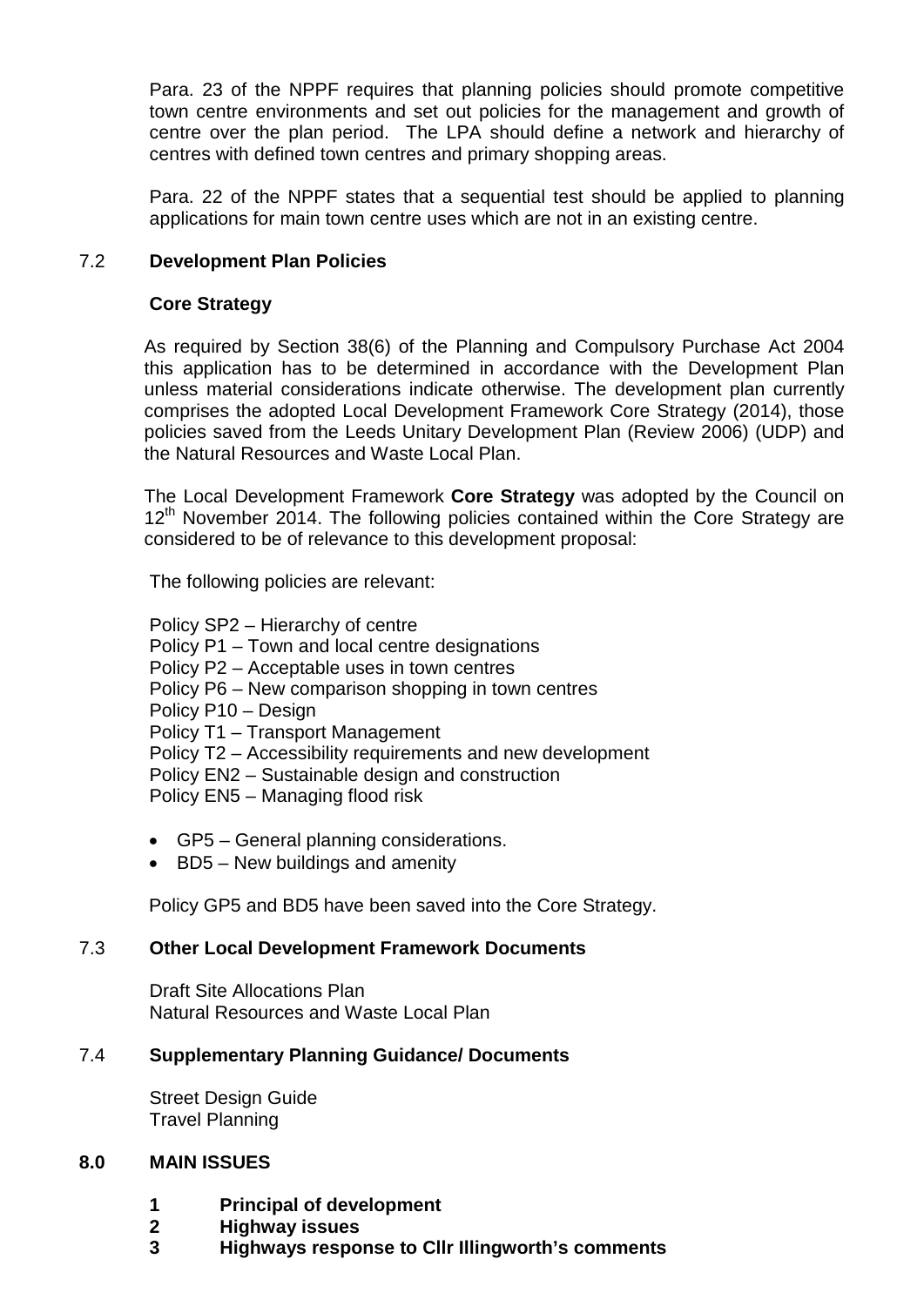Para. 23 of the NPPF requires that planning policies should promote competitive town centre environments and set out policies for the management and growth of centre over the plan period. The LPA should define a network and hierarchy of centres with defined town centres and primary shopping areas.

Para. 22 of the NPPF states that a sequential test should be applied to planning applications for main town centre uses which are not in an existing centre.

## 7.2 Development Plan Policies

### Core Strategy

As required by Section 38(6) of the Planning and Compulsory Purchase Act 2004 this application has to be determined in accordance with the Development Plan unless material considerations indicate otherwise. The development plan currently comprises the adopted Local Development Framework Core Strategy (2014), those policies saved from the Leeds Unitary Development Plan (Review 2006) (UDP) and the Natural Resources and Waste Local Plan.

The Local Development Framework **Core Strategy** was adopted by the Council on 12th November 2014. The following policies contained within the Core Strategy are considered to be of relevance to this development proposal:

The following policies are relevant:

Policy SP2 – Hierarchy of centre
Policy P1 – Town and local centre designations
Policy P2 – Acceptable uses in town centres
Policy P6 – New comparison shopping in town centres
Policy P10 – Design
Policy T1 – Transport Management
Policy T2 – Accessibility requirements and new development
Policy EN2 – Sustainable design and construction
Policy EN5 – Managing flood risk

- GP5 – General planning considerations.
- BD5 – New buildings and amenity

Policy GP5 and BD5 have been saved into the Core Strategy.

## 7.3 Other Local Development Framework Documents

Draft Site Allocations Plan
Natural Resources and Waste Local Plan

## 7.4 Supplementary Planning Guidance/ Documents

Street Design Guide
Travel Planning

## 8.0 MAIN ISSUES

1. **Principal of development**
2. **Highway issues**
3. **Highways response to Cllr Illingworth's comments**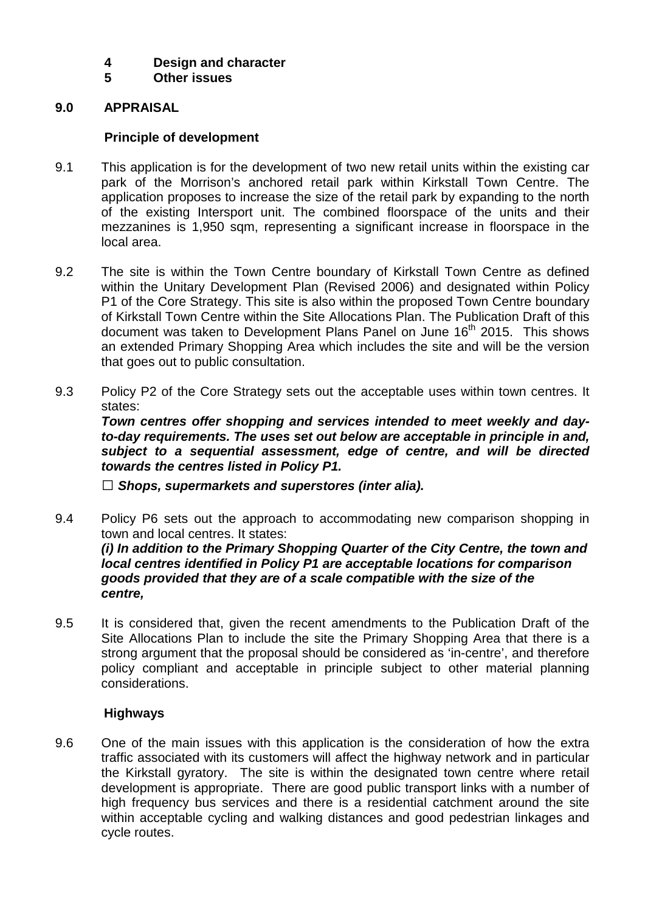4 **Design and character**
5 **Other issues**

## 9.0 APPRAISAL

### Principle of development

9.1 This application is for the development of two new retail units within the existing car park of the Morrison's anchored retail park within Kirkstall Town Centre. The application proposes to increase the size of the retail park by expanding to the north of the existing Intersport unit. The combined floorspace of the units and their mezzanines is 1,950 sqm, representing a significant increase in floorspace in the local area.

9.2 The site is within the Town Centre boundary of Kirkstall Town Centre as defined within the Unitary Development Plan (Revised 2006) and designated within Policy P1 of the Core Strategy. This site is also within the proposed Town Centre boundary of Kirkstall Town Centre within the Site Allocations Plan. The Publication Draft of this document was taken to Development Plans Panel on June 16th 2015. This shows an extended Primary Shopping Area which includes the site and will be the version that goes out to public consultation.

9.3 Policy P2 of the Core Strategy sets out the acceptable uses within town centres. It states:

***Town centres offer shopping and services intended to meet weekly and day-to-day requirements. The uses set out below are acceptable in principle in and, subject to a sequential assessment, edge of centre, and will be directed towards the centres listed in Policy P1.***

- ***Shops, supermarkets and superstores (inter alia).***

9.4 Policy P6 sets out the approach to accommodating new comparison shopping in town and local centres. It states:

***(i) In addition to the Primary Shopping Quarter of the City Centre, the town and local centres identified in Policy P1 are acceptable locations for comparison goods provided that they are of a scale compatible with the size of the centre,***

9.5 It is considered that, given the recent amendments to the Publication Draft of the Site Allocations Plan to include the site the Primary Shopping Area that there is a strong argument that the proposal should be considered as 'in-centre', and therefore policy compliant and acceptable in principle subject to other material planning considerations.

### Highways

9.6 One of the main issues with this application is the consideration of how the extra traffic associated with its customers will affect the highway network and in particular the Kirkstall gyratory. The site is within the designated town centre where retail development is appropriate. There are good public transport links with a number of high frequency bus services and there is a residential catchment around the site within acceptable cycling and walking distances and good pedestrian linkages and cycle routes.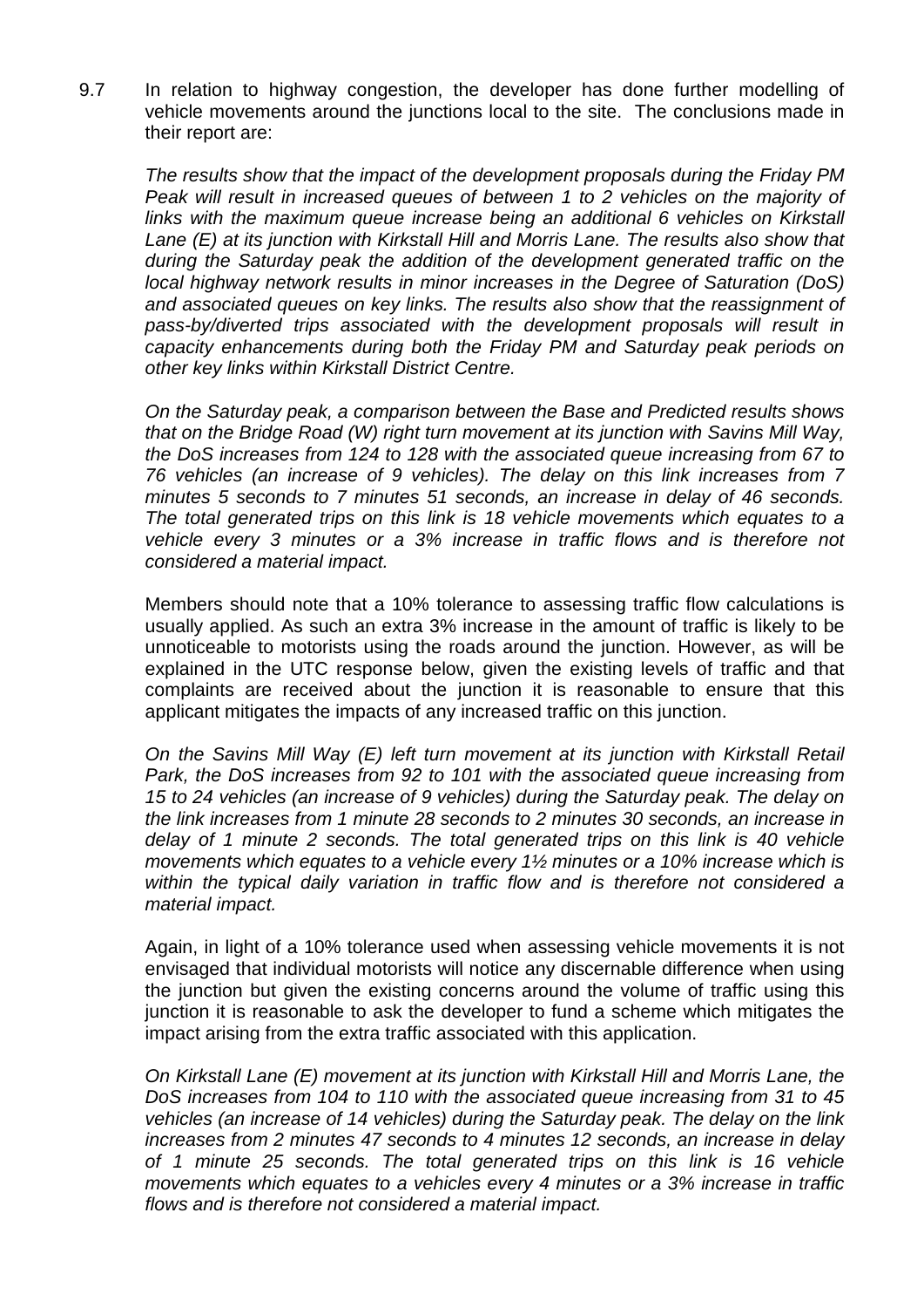9.7 In relation to highway congestion, the developer has done further modelling of vehicle movements around the junctions local to the site. The conclusions made in their report are:

*The results show that the impact of the development proposals during the Friday PM Peak will result in increased queues of between 1 to 2 vehicles on the majority of links with the maximum queue increase being an additional 6 vehicles on Kirkstall Lane (E) at its junction with Kirkstall Hill and Morris Lane. The results also show that during the Saturday peak the addition of the development generated traffic on the local highway network results in minor increases in the Degree of Saturation (DoS) and associated queues on key links. The results also show that the reassignment of pass-by/diverted trips associated with the development proposals will result in capacity enhancements during both the Friday PM and Saturday peak periods on other key links within Kirkstall District Centre.*

*On the Saturday peak, a comparison between the Base and Predicted results shows that on the Bridge Road (W) right turn movement at its junction with Savins Mill Way, the DoS increases from 124 to 128 with the associated queue increasing from 67 to 76 vehicles (an increase of 9 vehicles). The delay on this link increases from 7 minutes 5 seconds to 7 minutes 51 seconds, an increase in delay of 46 seconds. The total generated trips on this link is 18 vehicle movements which equates to a vehicle every 3 minutes or a 3% increase in traffic flows and is therefore not considered a material impact.*

Members should note that a 10% tolerance to assessing traffic flow calculations is usually applied. As such an extra 3% increase in the amount of traffic is likely to be unnoticeable to motorists using the roads around the junction. However, as will be explained in the UTC response below, given the existing levels of traffic and that complaints are received about the junction it is reasonable to ensure that this applicant mitigates the impacts of any increased traffic on this junction.

*On the Savins Mill Way (E) left turn movement at its junction with Kirkstall Retail Park, the DoS increases from 92 to 101 with the associated queue increasing from 15 to 24 vehicles (an increase of 9 vehicles) during the Saturday peak. The delay on the link increases from 1 minute 28 seconds to 2 minutes 30 seconds, an increase in delay of 1 minute 2 seconds. The total generated trips on this link is 40 vehicle movements which equates to a vehicle every 1½ minutes or a 10% increase which is within the typical daily variation in traffic flow and is therefore not considered a material impact.*

Again, in light of a 10% tolerance used when assessing vehicle movements it is not envisaged that individual motorists will notice any discernable difference when using the junction but given the existing concerns around the volume of traffic using this junction it is reasonable to ask the developer to fund a scheme which mitigates the impact arising from the extra traffic associated with this application.

*On Kirkstall Lane (E) movement at its junction with Kirkstall Hill and Morris Lane, the DoS increases from 104 to 110 with the associated queue increasing from 31 to 45 vehicles (an increase of 14 vehicles) during the Saturday peak. The delay on the link increases from 2 minutes 47 seconds to 4 minutes 12 seconds, an increase in delay of 1 minute 25 seconds. The total generated trips on this link is 16 vehicle movements which equates to a vehicles every 4 minutes or a 3% increase in traffic flows and is therefore not considered a material impact.*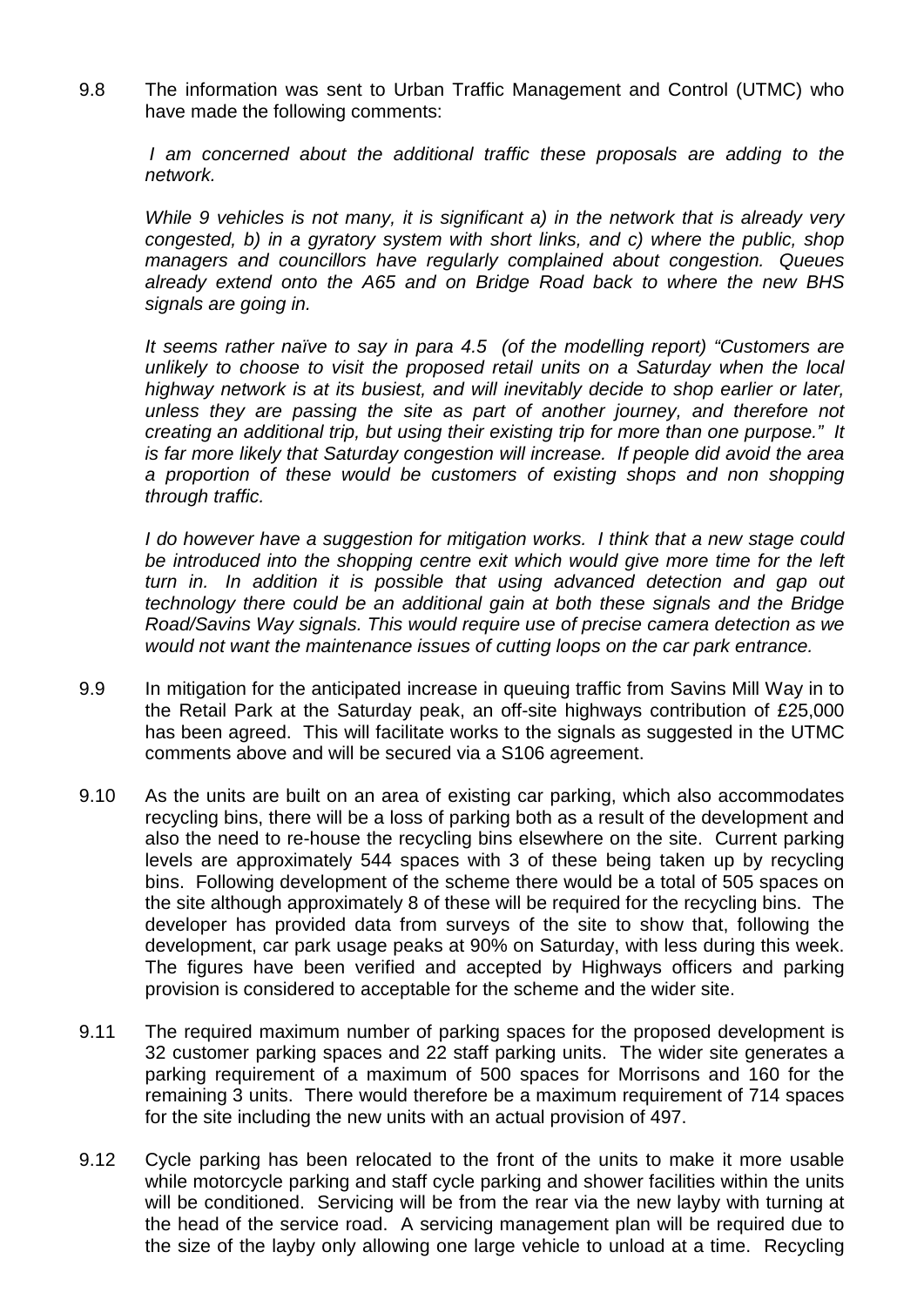9.8 The information was sent to Urban Traffic Management and Control (UTMC) who have made the following comments:

*I am concerned about the additional traffic these proposals are adding to the network.*

*While 9 vehicles is not many, it is significant a) in the network that is already very congested, b) in a gyratory system with short links, and c) where the public, shop managers and councillors have regularly complained about congestion. Queues already extend onto the A65 and on Bridge Road back to where the new BHS signals are going in.*

*It seems rather naïve to say in para 4.5 (of the modelling report) "Customers are unlikely to choose to visit the proposed retail units on a Saturday when the local highway network is at its busiest, and will inevitably decide to shop earlier or later, unless they are passing the site as part of another journey, and therefore not creating an additional trip, but using their existing trip for more than one purpose." It is far more likely that Saturday congestion will increase. If people did avoid the area a proportion of these would be customers of existing shops and non shopping through traffic.*

*I do however have a suggestion for mitigation works. I think that a new stage could be introduced into the shopping centre exit which would give more time for the left turn in. In addition it is possible that using advanced detection and gap out technology there could be an additional gain at both these signals and the Bridge Road/Savins Way signals. This would require use of precise camera detection as we would not want the maintenance issues of cutting loops on the car park entrance.*

9.9 In mitigation for the anticipated increase in queuing traffic from Savins Mill Way in to the Retail Park at the Saturday peak, an off-site highways contribution of £25,000 has been agreed. This will facilitate works to the signals as suggested in the UTMC comments above and will be secured via a S106 agreement.

9.10 As the units are built on an area of existing car parking, which also accommodates recycling bins, there will be a loss of parking both as a result of the development and also the need to re-house the recycling bins elsewhere on the site. Current parking levels are approximately 544 spaces with 3 of these being taken up by recycling bins. Following development of the scheme there would be a total of 505 spaces on the site although approximately 8 of these will be required for the recycling bins. The developer has provided data from surveys of the site to show that, following the development, car park usage peaks at 90% on Saturday, with less during this week. The figures have been verified and accepted by Highways officers and parking provision is considered to acceptable for the scheme and the wider site.

9.11 The required maximum number of parking spaces for the proposed development is 32 customer parking spaces and 22 staff parking units. The wider site generates a parking requirement of a maximum of 500 spaces for Morrisons and 160 for the remaining 3 units. There would therefore be a maximum requirement of 714 spaces for the site including the new units with an actual provision of 497.

9.12 Cycle parking has been relocated to the front of the units to make it more usable while motorcycle parking and staff cycle parking and shower facilities within the units will be conditioned. Servicing will be from the rear via the new layby with turning at the head of the service road. A servicing management plan will be required due to the size of the layby only allowing one large vehicle to unload at a time. Recycling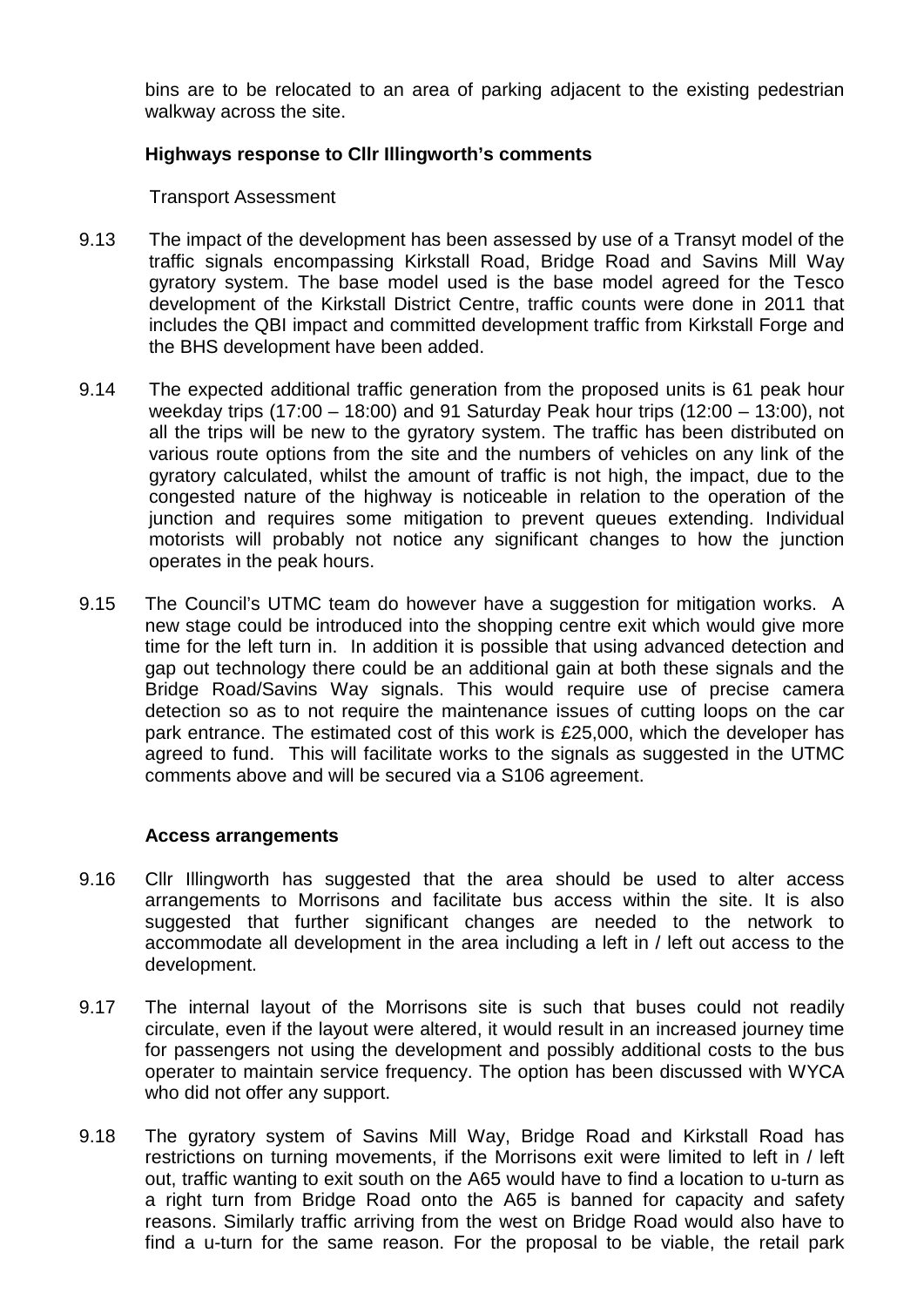bins are to be relocated to an area of parking adjacent to the existing pedestrian walkway across the site.

**Highways response to Cllr Illingworth's comments**

Transport Assessment

9.13 The impact of the development has been assessed by use of a Transyt model of the traffic signals encompassing Kirkstall Road, Bridge Road and Savins Mill Way gyratory system. The base model used is the base model agreed for the Tesco development of the Kirkstall District Centre, traffic counts were done in 2011 that includes the QBI impact and committed development traffic from Kirkstall Forge and the BHS development have been added.

9.14 The expected additional traffic generation from the proposed units is 61 peak hour weekday trips (17:00 – 18:00) and 91 Saturday Peak hour trips (12:00 – 13:00), not all the trips will be new to the gyratory system. The traffic has been distributed on various route options from the site and the numbers of vehicles on any link of the gyratory calculated, whilst the amount of traffic is not high, the impact, due to the congested nature of the highway is noticeable in relation to the operation of the junction and requires some mitigation to prevent queues extending. Individual motorists will probably not notice any significant changes to how the junction operates in the peak hours.

9.15 The Council's UTMC team do however have a suggestion for mitigation works. A new stage could be introduced into the shopping centre exit which would give more time for the left turn in. In addition it is possible that using advanced detection and gap out technology there could be an additional gain at both these signals and the Bridge Road/Savins Way signals. This would require use of precise camera detection so as to not require the maintenance issues of cutting loops on the car park entrance. The estimated cost of this work is £25,000, which the developer has agreed to fund. This will facilitate works to the signals as suggested in the UTMC comments above and will be secured via a S106 agreement.

**Access arrangements**

9.16 Cllr Illingworth has suggested that the area should be used to alter access arrangements to Morrisons and facilitate bus access within the site. It is also suggested that further significant changes are needed to the network to accommodate all development in the area including a left in / left out access to the development.

9.17 The internal layout of the Morrisons site is such that buses could not readily circulate, even if the layout were altered, it would result in an increased journey time for passengers not using the development and possibly additional costs to the bus operater to maintain service frequency. The option has been discussed with WYCA who did not offer any support.

9.18 The gyratory system of Savins Mill Way, Bridge Road and Kirkstall Road has restrictions on turning movements, if the Morrisons exit were limited to left in / left out, traffic wanting to exit south on the A65 would have to find a location to u-turn as a right turn from Bridge Road onto the A65 is banned for capacity and safety reasons. Similarly traffic arriving from the west on Bridge Road would also have to find a u-turn for the same reason. For the proposal to be viable, the retail park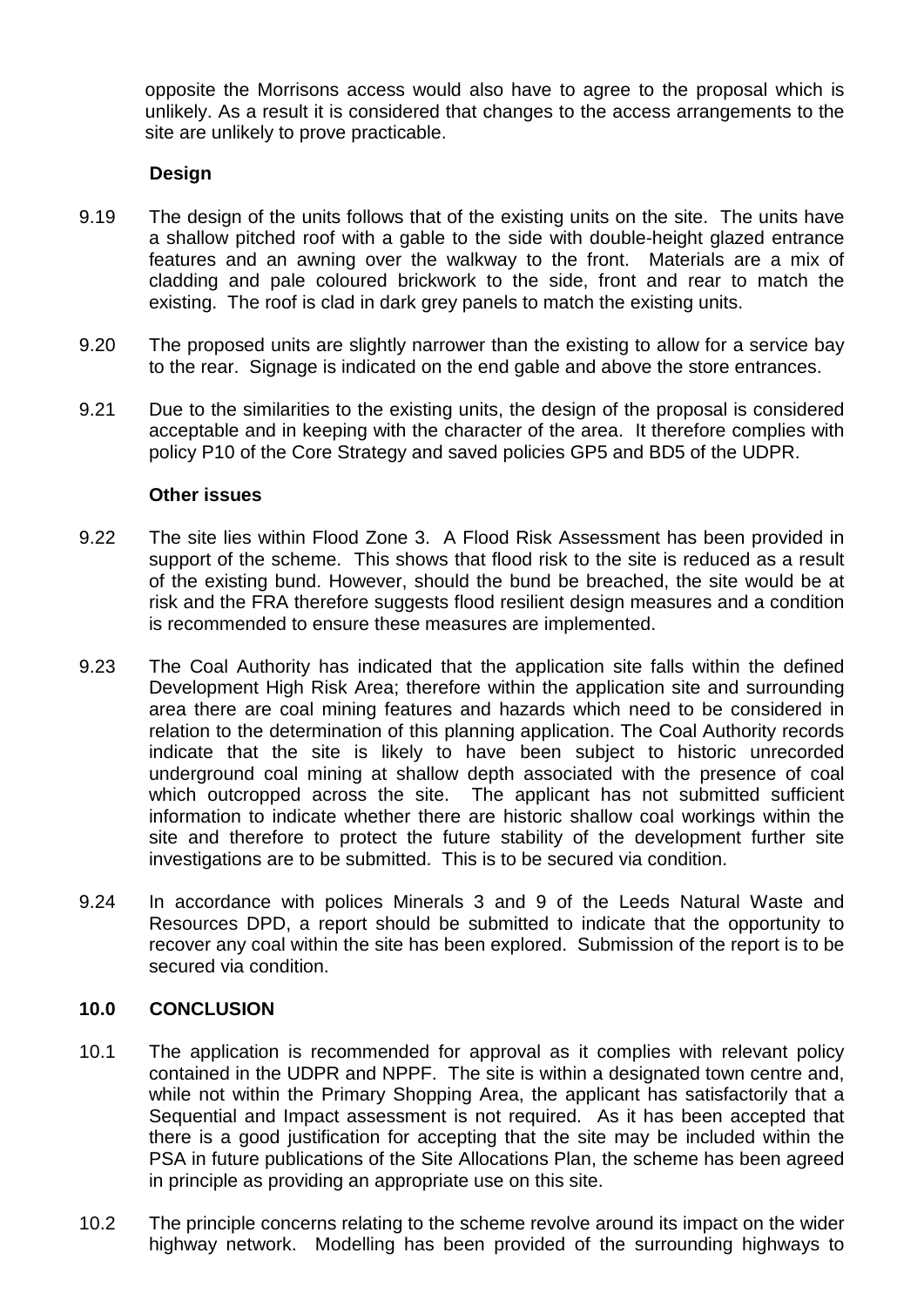opposite the Morrisons access would also have to agree to the proposal which is unlikely. As a result it is considered that changes to the access arrangements to the site are unlikely to prove practicable.

**Design**

9.19 The design of the units follows that of the existing units on the site. The units have a shallow pitched roof with a gable to the side with double-height glazed entrance features and an awning over the walkway to the front. Materials are a mix of cladding and pale coloured brickwork to the side, front and rear to match the existing. The roof is clad in dark grey panels to match the existing units.

9.20 The proposed units are slightly narrower than the existing to allow for a service bay to the rear. Signage is indicated on the end gable and above the store entrances.

9.21 Due to the similarities to the existing units, the design of the proposal is considered acceptable and in keeping with the character of the area. It therefore complies with policy P10 of the Core Strategy and saved policies GP5 and BD5 of the UDPR.

**Other issues**

9.22 The site lies within Flood Zone 3. A Flood Risk Assessment has been provided in support of the scheme. This shows that flood risk to the site is reduced as a result of the existing bund. However, should the bund be breached, the site would be at risk and the FRA therefore suggests flood resilient design measures and a condition is recommended to ensure these measures are implemented.

9.23 The Coal Authority has indicated that the application site falls within the defined Development High Risk Area; therefore within the application site and surrounding area there are coal mining features and hazards which need to be considered in relation to the determination of this planning application. The Coal Authority records indicate that the site is likely to have been subject to historic unrecorded underground coal mining at shallow depth associated with the presence of coal which outcropped across the site. The applicant has not submitted sufficient information to indicate whether there are historic shallow coal workings within the site and therefore to protect the future stability of the development further site investigations are to be submitted. This is to be secured via condition.

9.24 In accordance with polices Minerals 3 and 9 of the Leeds Natural Waste and Resources DPD, a report should be submitted to indicate that the opportunity to recover any coal within the site has been explored. Submission of the report is to be secured via condition.

## 10.0 CONCLUSION

10.1 The application is recommended for approval as it complies with relevant policy contained in the UDPR and NPPF. The site is within a designated town centre and, while not within the Primary Shopping Area, the applicant has satisfactorily that a Sequential and Impact assessment is not required. As it has been accepted that there is a good justification for accepting that the site may be included within the PSA in future publications of the Site Allocations Plan, the scheme has been agreed in principle as providing an appropriate use on this site.

10.2 The principle concerns relating to the scheme revolve around its impact on the wider highway network. Modelling has been provided of the surrounding highways to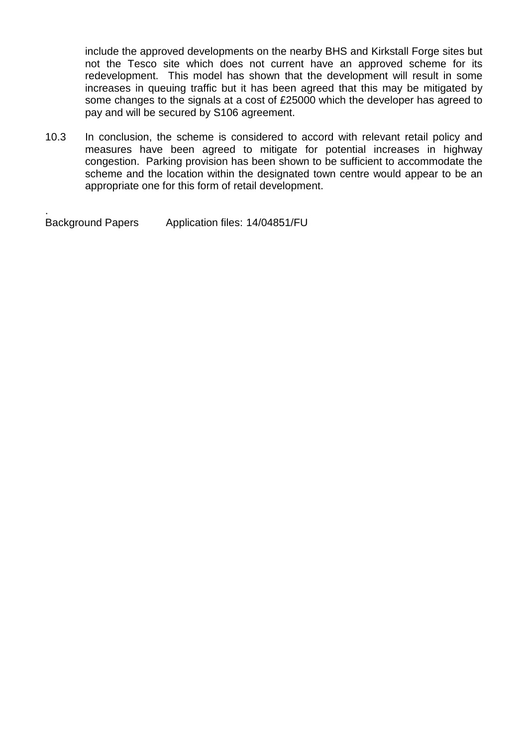include the approved developments on the nearby BHS and Kirkstall Forge sites but not the Tesco site which does not current have an approved scheme for its redevelopment. This model has shown that the development will result in some increases in queuing traffic but it has been agreed that this may be mitigated by some changes to the signals at a cost of £25000 which the developer has agreed to pay and will be secured by S106 agreement.

10.3 In conclusion, the scheme is considered to accord with relevant retail policy and measures have been agreed to mitigate for potential increases in highway congestion. Parking provision has been shown to be sufficient to accommodate the scheme and the location within the designated town centre would appear to be an appropriate one for this form of retail development.

.
Background Papers Application files: 14/04851/FU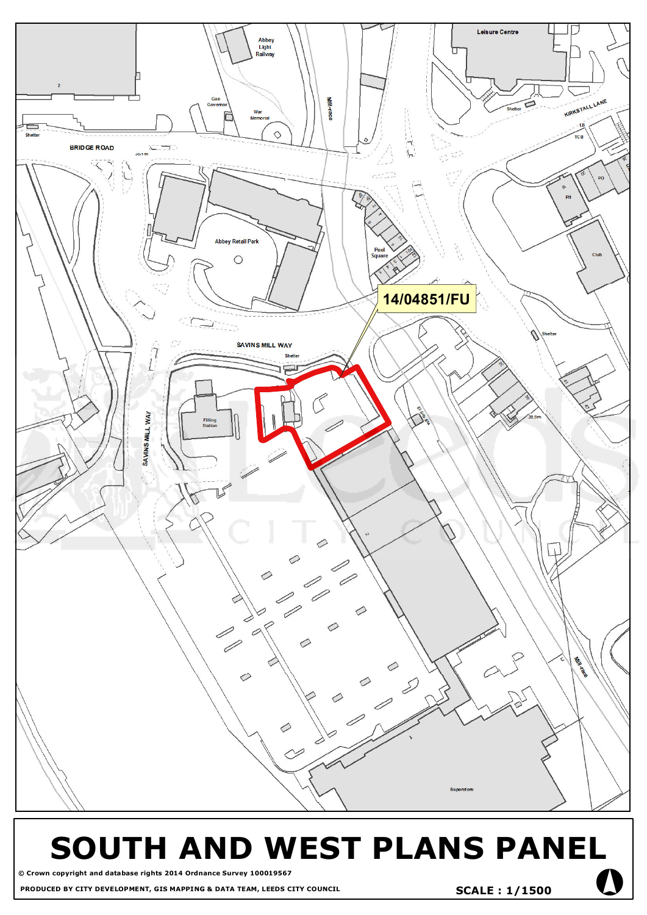14/04851/FU

# SOUTH AND WEST PLANS PANEL

© Crown copyright and database rights 2014 Ordnance Survey 100019567

PRODUCED BY CITY DEVELOPMENT, GIS MAPPING & DATA TEAM, LEEDS CITY COUNCIL

SCALE : 1/1500